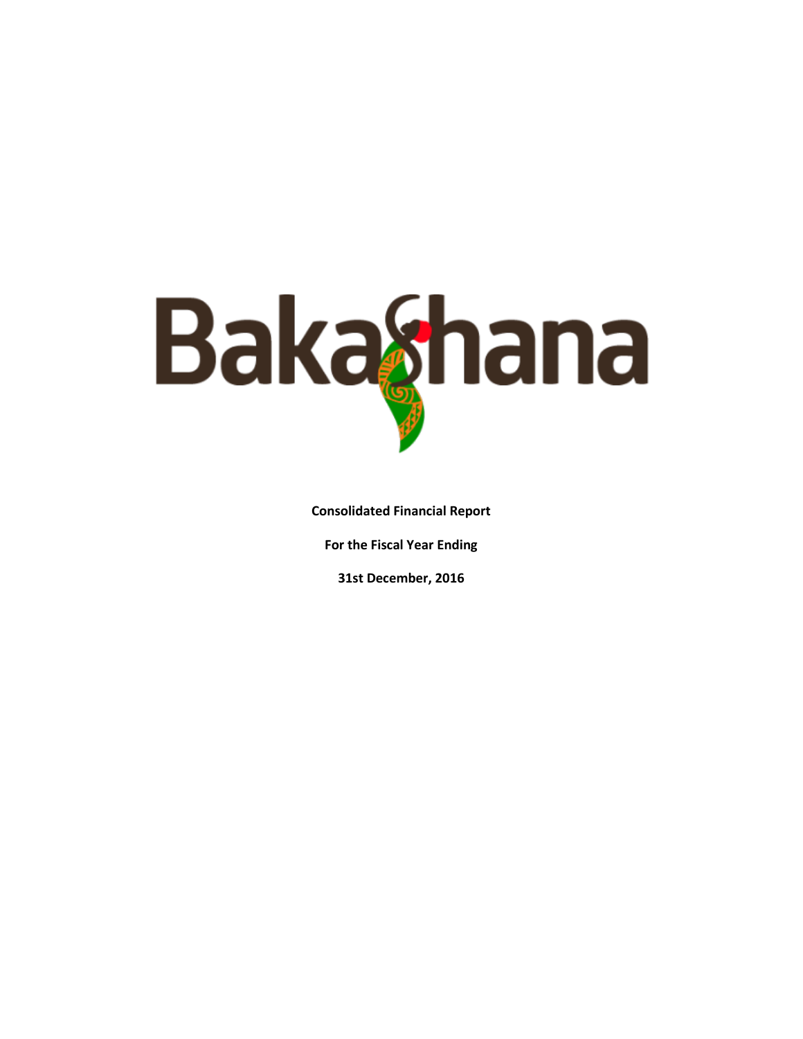# BakaShana

**Consolidated Financial Report**

**For the Fiscal Year Ending**

**31st December, 2016**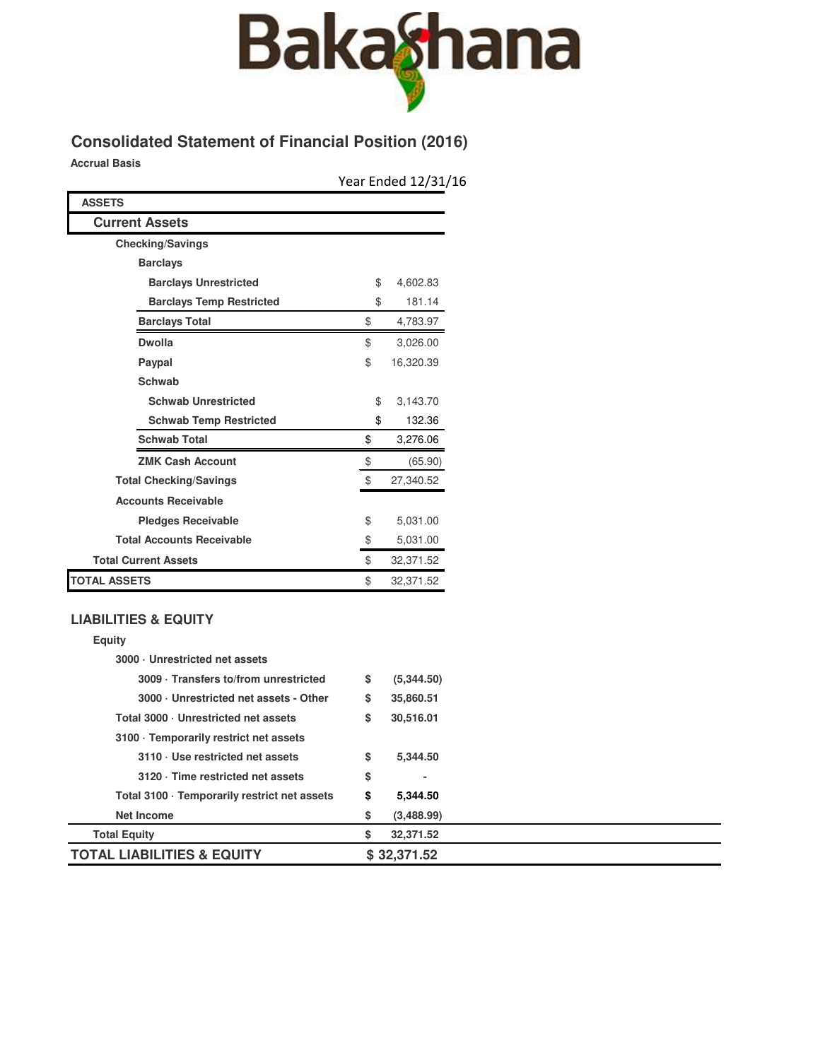Bakashana

## Consolidated Statement of Financial Position (2016)

**Accrual Basis**

| | Year Ended 12/31/16 |
|---|---|
| **ASSETS** | |
| **Current Assets** | |
| **Checking/Savings** | |
| **Barclays** | |
| **Barclays Unrestricted** | $ 4,602.83 |
| **Barclays Temp Restricted** | $ 181.14 |
| **Barclays Total** | $ 4,783.97 |
| **Dwolla** | $ 3,026.00 |
| **Paypal** | $ 16,320.39 |
| **Schwab** | |
| **Schwab Unrestricted** | $ 3,143.70 |
| **Schwab Temp Restricted** | $ 132.36 |
| **Schwab Total** | $ 3,276.06 |
| **ZMK Cash Account** | $ (65.90) |
| **Total Checking/Savings** | $ 27,340.52 |
| **Accounts Receivable** | |
| **Pledges Receivable** | $ 5,031.00 |
| **Total Accounts Receivable** | $ 5,031.00 |
| **Total Current Assets** | $ 32,371.52 |
| **TOTAL ASSETS** | $ 32,371.52 |

### LIABILITIES & EQUITY

| | |
|---|---|
| **Equity** | |
| **3000 · Unrestricted net assets** | |
| **3009 · Transfers to/from unrestricted** | **$ (5,344.50)** |
| **3000 · Unrestricted net assets - Other** | **$ 35,860.51** |
| **Total 3000 · Unrestricted net assets** | **$ 30,516.01** |
| **3100 · Temporarily restrict net assets** | |
| **3110 · Use restricted net assets** | **$ 5,344.50** |
| **3120 · Time restricted net assets** | **$ -** |
| **Total 3100 · Temporarily restrict net assets** | **$ 5,344.50** |
| **Net Income** | **$ (3,488.99)** |
| **Total Equity** | **$ 32,371.52** |
| **TOTAL LIABILITIES & EQUITY** | **$ 32,371.52** |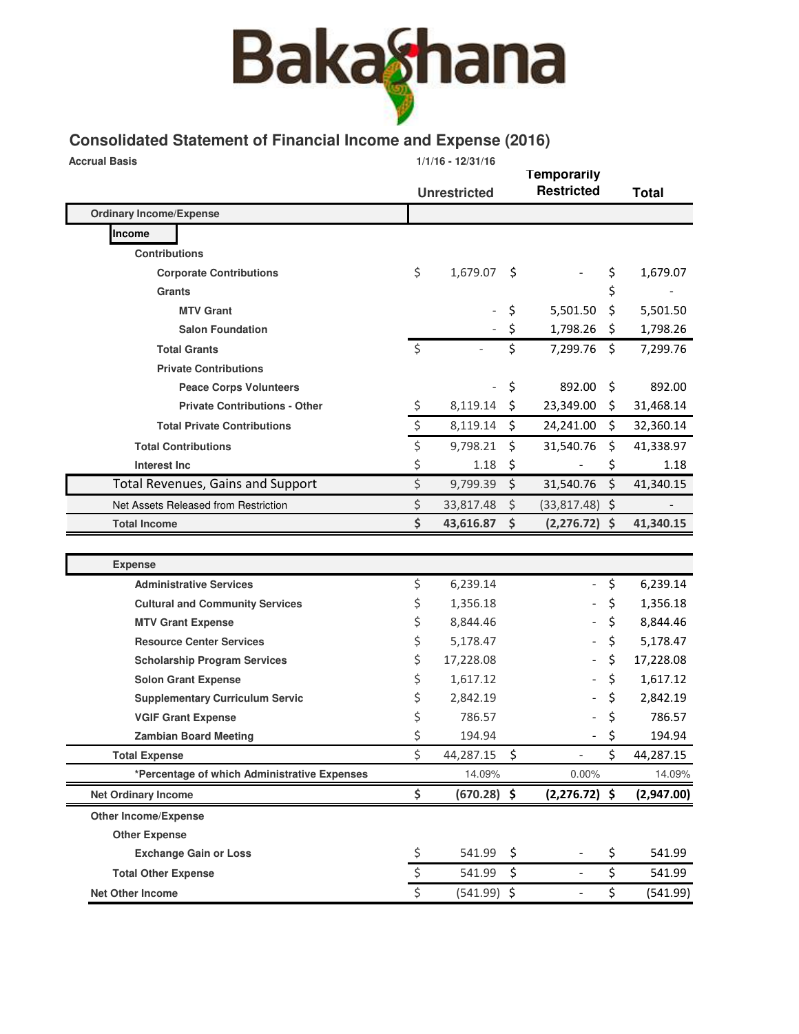# Bakashana

## Consolidated Statement of Financial Income and Expense (2016)

**Accrual Basis** — 1/1/16 - 12/31/16

| | Unrestricted | Temporarily Restricted | Total |
|---|---|---|---|
| **Ordinary Income/Expense** | | | |
| **Income** | | | |
| **Contributions** | | | |
| **Corporate Contributions** | $ 1,679.07 | $ - | $ 1,679.07 |
| **Grants** | | | $ - |
| **MTV Grant** | - | $ 5,501.50 | $ 5,501.50 |
| **Salon Foundation** | - | $ 1,798.26 | $ 1,798.26 |
| **Total Grants** | $ - | $ 7,299.76 | $ 7,299.76 |
| **Private Contributions** | | | |
| **Peace Corps Volunteers** | - | $ 892.00 | $ 892.00 |
| **Private Contributions - Other** | $ 8,119.14 | $ 23,349.00 | $ 31,468.14 |
| **Total Private Contributions** | $ 8,119.14 | $ 24,241.00 | $ 32,360.14 |
| **Total Contributions** | $ 9,798.21 | $ 31,540.76 | $ 41,338.97 |
| **Interest Inc** | $ 1.18 | $ - | $ 1.18 |
| Total Revenues, Gains and Support | $ 9,799.39 | $ 31,540.76 | $ 41,340.15 |
| Net Assets Released from Restriction | $ 33,817.48 | $ (33,817.48) | $ - |
| **Total Income** | **$ 43,616.87** | **$ (2,276.72)** | **$ 41,340.15** |
| **Expense** | | | |
| **Administrative Services** | $ 6,239.14 | - | $ 6,239.14 |
| **Cultural and Community Services** | $ 1,356.18 | - | $ 1,356.18 |
| **MTV Grant Expense** | $ 8,844.46 | - | $ 8,844.46 |
| **Resource Center Services** | $ 5,178.47 | - | $ 5,178.47 |
| **Scholarship Program Services** | $ 17,228.08 | - | $ 17,228.08 |
| **Solon Grant Expense** | $ 1,617.12 | - | $ 1,617.12 |
| **Supplementary Curriculum Servic** | $ 2,842.19 | - | $ 2,842.19 |
| **VGIF Grant Expense** | $ 786.57 | - | $ 786.57 |
| **Zambian Board Meeting** | $ 194.94 | - | $ 194.94 |
| **Total Expense** | $ 44,287.15 | $ - | $ 44,287.15 |
| ***Percentage of which Administrative Expenses** | 14.09% | 0.00% | 14.09% |
| **Net Ordinary Income** | **$ (670.28)** | **$ (2,276.72)** | **$ (2,947.00)** |
| **Other Income/Expense** | | | |
| **Other Expense** | | | |
| **Exchange Gain or Loss** | $ 541.99 | $ - | $ 541.99 |
| **Total Other Expense** | $ 541.99 | $ - | $ 541.99 |
| **Net Other Income** | $ (541.99) | $ - | $ (541.99) |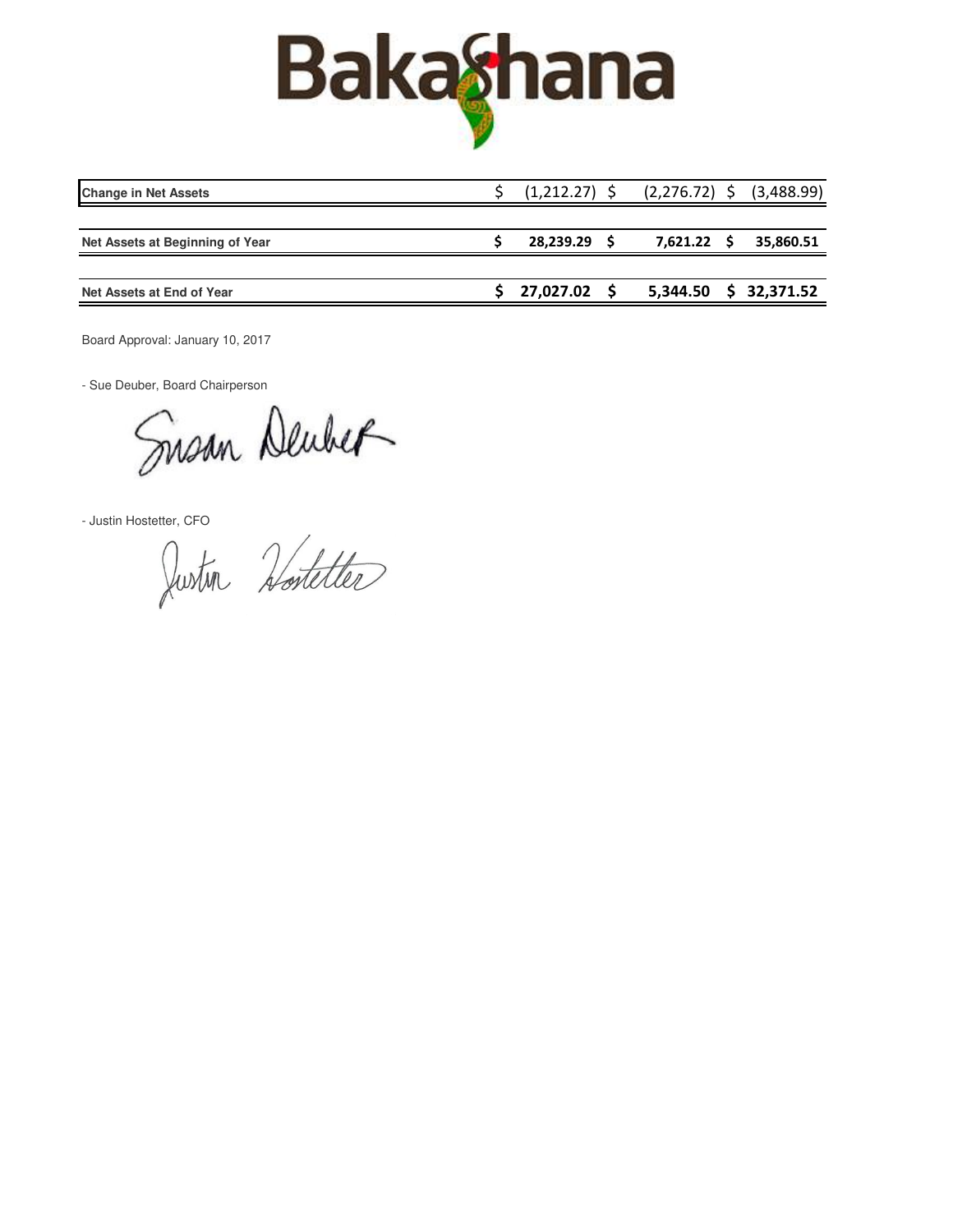# Bakashana

| | | | |
|---|---|---|---|
| **Change in Net Assets** | $ (1,212.27) | $ (2,276.72) | $ (3,488.99) |
| **Net Assets at Beginning of Year** | **$ 28,239.29** | **$ 7,621.22** | **$ 35,860.51** |
| **Net Assets at End of Year** | **$ 27,027.02** | **$ 5,344.50** | **$ 32,371.52** |

Board Approval: January 10, 2017

- Sue Deuber, Board Chairperson

Susan Deuber

- Justin Hostetter, CFO

Justin Hostetter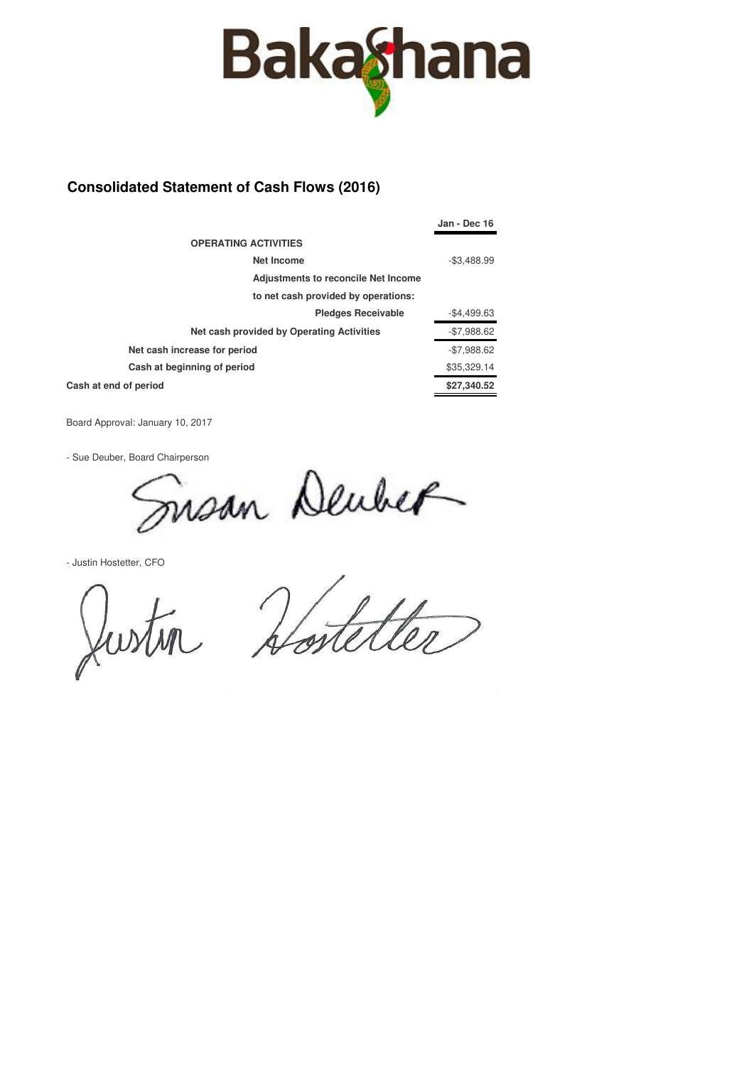# Bakashana

## Consolidated Statement of Cash Flows (2016)

| | Jan - Dec 16 |
|---|---|
| **OPERATING ACTIVITIES** | |
| **Net Income** | -$3,488.99 |
| **Adjustments to reconcile Net Income to net cash provided by operations:** | |
| **Pledges Receivable** | -$4,499.63 |
| **Net cash provided by Operating Activities** | -$7,988.62 |
| **Net cash increase for period** | -$7,988.62 |
| **Cash at beginning of period** | $35,329.14 |
| **Cash at end of period** | **$27,340.52** |

Board Approval: January 10, 2017

- Sue Deuber, Board Chairperson

Susan Deuber

- Justin Hostetter, CFO

Justin Hostetter